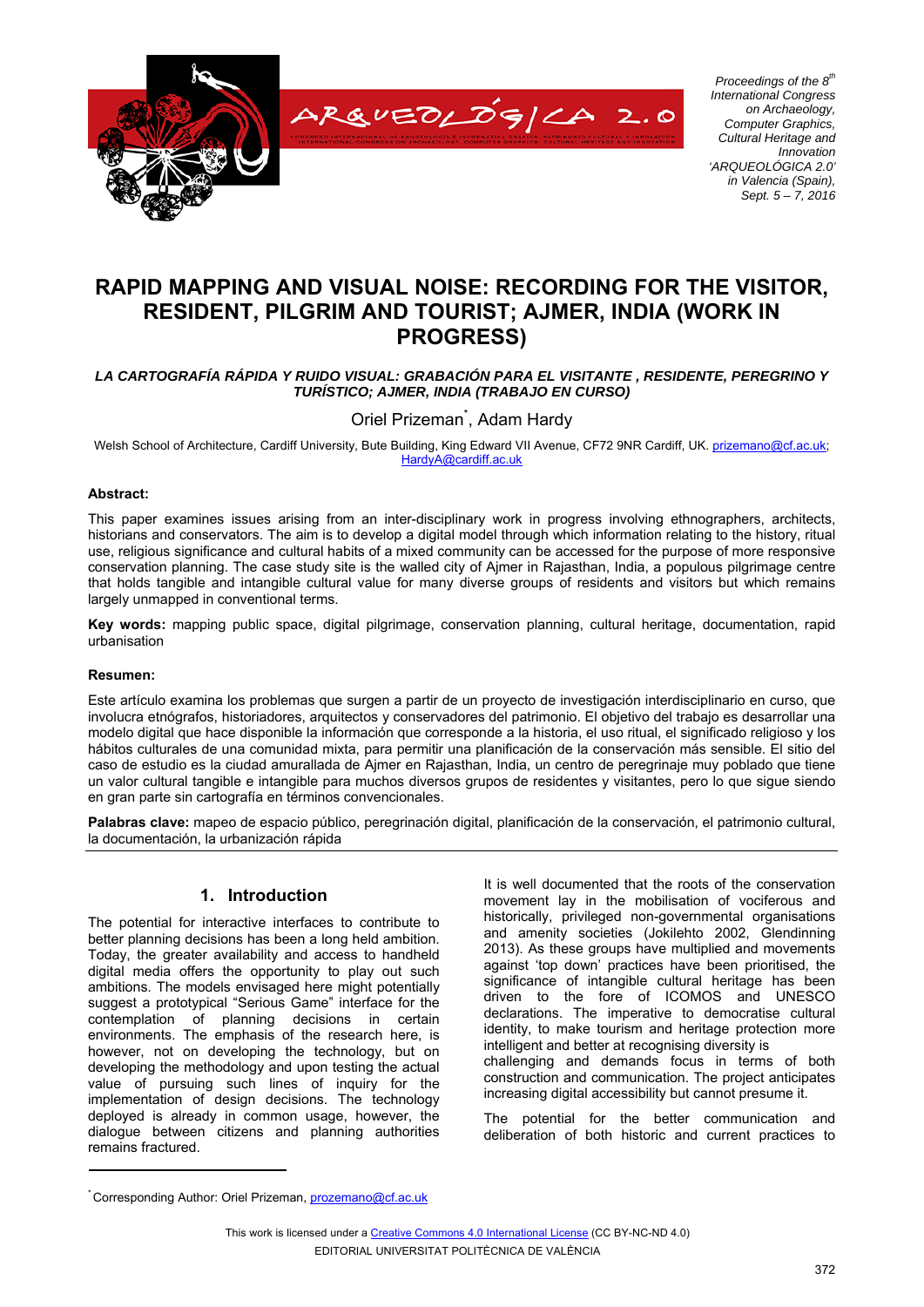*Proceedings of the 8th International Congress on Archaeology, Computer Graphics, Cultural Heritage and Innovation 'ARQUEOLÓGICA 2.0' in Valencia (Spain), Sept. 5 – 7, 2016*

# RAPID MAPPING AND VISUAL NOISE: RECORDING FOR THE VISITOR, RESIDENT, PILGRIM AND TOURIST; AJMER, INDIA (WORK IN PROGRESS)

***LA CARTOGRAFÍA RÁPIDA Y RUIDO VISUAL: GRABACIÓN PARA EL VISITANTE , RESIDENTE, PEREGRINO Y TURÍSTICO; AJMER, INDIA (TRABAJO EN CURSO)***

Oriel Prizeman*, Adam Hardy

Welsh School of Architecture, Cardiff University, Bute Building, King Edward VII Avenue, CF72 9NR Cardiff, UK. prizemano@cf.ac.uk; HardyA@cardiff.ac.uk

**Abstract:**

This paper examines issues arising from an inter-disciplinary work in progress involving ethnographers, architects, historians and conservators. The aim is to develop a digital model through which information relating to the history, ritual use, religious significance and cultural habits of a mixed community can be accessed for the purpose of more responsive conservation planning. The case study site is the walled city of Ajmer in Rajasthan, India, a populous pilgrimage centre that holds tangible and intangible cultural value for many diverse groups of residents and visitors but which remains largely unmapped in conventional terms.

**Key words:** mapping public space, digital pilgrimage, conservation planning, cultural heritage, documentation, rapid urbanisation

**Resumen:**

Este artículo examina los problemas que surgen a partir de un proyecto de investigación interdisciplinario en curso, que involucra etnógrafos, historiadores, arquitectos y conservadores del patrimonio. El objetivo del trabajo es desarrollar una modelo digital que hace disponible la información que corresponde a la historia, el uso ritual, el significado religioso y los hábitos culturales de una comunidad mixta, para permitir una planificación de la conservación más sensible. El sitio del caso de estudio es la ciudad amurallada de Ajmer en Rajasthan, India, un centro de peregrinaje muy poblado que tiene un valor cultural tangible e intangible para muchos diversos grupos de residentes y visitantes, pero lo que sigue siendo en gran parte sin cartografía en términos convencionales.

**Palabras clave:** mapeo de espacio público, peregrinación digital, planificación de la conservación, el patrimonio cultural, la documentación, la urbanización rápida

## 1. Introduction

The potential for interactive interfaces to contribute to better planning decisions has been a long held ambition. Today, the greater availability and access to handheld digital media offers the opportunity to play out such ambitions. The models envisaged here might potentially suggest a prototypical "Serious Game" interface for the contemplation of planning decisions in certain environments. The emphasis of the research here, is however, not on developing the technology, but on developing the methodology and upon testing the actual value of pursuing such lines of inquiry for the implementation of design decisions. The technology deployed is already in common usage, however, the dialogue between citizens and planning authorities remains fractured.

It is well documented that the roots of the conservation movement lay in the mobilisation of vociferous and historically, privileged non-governmental organisations and amenity societies (Jokilehto 2002, Glendinning 2013). As these groups have multiplied and movements against 'top down' practices have been prioritised, the significance of intangible cultural heritage has been driven to the fore of ICOMOS and UNESCO declarations. The imperative to democratise cultural identity, to make tourism and heritage protection more intelligent and better at recognising diversity is challenging and demands focus in terms of both construction and communication. The project anticipates increasing digital accessibility but cannot presume it.

The potential for the better communication and deliberation of both historic and current practices to

[*] Corresponding Author: Oriel Prizeman, prozemano@cf.ac.uk

This work is licensed under a Creative Commons 4.0 International License (CC BY-NC-ND 4.0)
EDITORIAL UNIVERSITAT POLITÈCNICA DE VALÈNCIA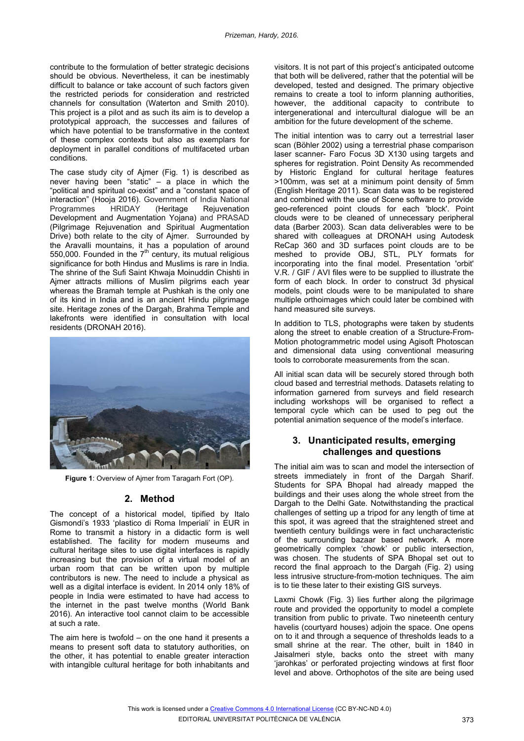contribute to the formulation of better strategic decisions should be obvious. Nevertheless, it can be inestimably difficult to balance or take account of such factors given the restricted periods for consideration and restricted channels for consultation (Waterton and Smith 2010). This project is a pilot and as such its aim is to develop a prototypical approach, the successes and failures of which have potential to be transformative in the context of these complex contexts but also as exemplars for deployment in parallel conditions of multifaceted urban conditions.

The case study city of Ajmer (Fig. 1) is described as never having been "static" – a place in which the "political and spiritual co-exist" and a "constant space of interaction" (Hooja 2016). Government of India National Programmes HRIDAY (Heritage Rejuvenation Development and Augmentation Yojana) and PRASAD (Pilgrimage Rejuvenation and Spiritual Augmentation Drive) both relate to the city of Ajmer. Surrounded by the Aravalli mountains, it has a population of around 550,000. Founded in the 7th century, its mutual religious significance for both Hindus and Muslims is rare in India. The shrine of the Sufi Saint Khwaja Moinuddin Chishti in Ajmer attracts millions of Muslim pilgrims each year whereas the Bramah temple at Pushkah is the only one of its kind in India and is an ancient Hindu pilgrimage site. Heritage zones of the Dargah, Brahma Temple and lakefronts were identified in consultation with local residents (DRONAH 2016).

**Figure 1**: Overview of Ajmer from Taragarh Fort (OP).

## 2. Method

The concept of a historical model, tipified by Italo Gismondi's 1933 'plastico di Roma Imperiali' in EUR in Rome to transmit a history in a didactic form is well established. The facility for modern museums and cultural heritage sites to use digital interfaces is rapidly increasing but the provision of a virtual model of an urban room that can be written upon by multiple contributors is new. The need to include a physical as well as a digital interface is evident. In 2014 only 18% of people in India were estimated to have had access to the internet in the past twelve months (World Bank 2016). An interactive tool cannot claim to be accessible at such a rate.

The aim here is twofold – on the one hand it presents a means to present soft data to statutory authorities, on the other, it has potential to enable greater interaction with intangible cultural heritage for both inhabitants and visitors. It is not part of this project's anticipated outcome that both will be delivered, rather that the potential will be developed, tested and designed. The primary objective remains to create a tool to inform planning authorities, however, the additional capacity to contribute to intergenerational and intercultural dialogue will be an ambition for the future development of the scheme.

The initial intention was to carry out a terrestrial laser scan (Böhler 2002) using a terrestrial phase comparison laser scanner- Faro Focus 3D X130 using targets and spheres for registration. Point Density As recommended by Historic England for cultural heritage features >100mm, was set at a minimum point density of 5mm (English Heritage 2011). Scan data was to be registered and combined with the use of Scene software to provide geo-referenced point clouds for each 'block'. Point clouds were to be cleaned of unnecessary peripheral data (Barber 2003). Scan data deliverables were to be shared with colleagues at DRONAH using Autodesk ReCap 360 and 3D surfaces point clouds are to be meshed to provide OBJ, STL, PLY formats for incorporating into the final model. Presentation 'orbit' V.R. / GIF / AVI files were to be supplied to illustrate the form of each block. In order to construct 3d physical models, point clouds were to be manipulated to share multiple orthoimages which could later be combined with hand measured site surveys.

In addition to TLS, photographs were taken by students along the street to enable creation of a Structure-From-Motion photogrammetric model using Agisoft Photoscan and dimensional data using conventional measuring tools to corroborate measurements from the scan.

All initial scan data will be securely stored through both cloud based and terrestrial methods. Datasets relating to information garnered from surveys and field research including workshops will be organised to reflect a temporal cycle which can be used to peg out the potential animation sequence of the model's interface.

## 3. Unanticipated results, emerging challenges and questions

The initial aim was to scan and model the intersection of streets immediately in front of the Dargah Sharif. Students for SPA Bhopal had already mapped the buildings and their uses along the whole street from the Dargah to the Delhi Gate. Notwithstanding the practical challenges of setting up a tripod for any length of time at this spot, it was agreed that the straightened street and twentieth century buildings were in fact uncharacteristic of the surrounding bazaar based network. A more geometrically complex 'chowk' or public intersection, was chosen. The students of SPA Bhopal set out to record the final approach to the Dargah (Fig. 2) using less intrusive structure-from-motion techniques. The aim is to tie these later to their existing GIS surveys.

Laxmi Chowk (Fig. 3) lies further along the pilgrimage route and provided the opportunity to model a complete transition from public to private. Two nineteenth century havelis (courtyard houses) adjoin the space. One opens on to it and through a sequence of thresholds leads to a small shrine at the rear. The other, built in 1840 in Jaisalmeri style, backs onto the street with many 'jarohkas' or perforated projecting windows at first floor level and above. Orthophotos of the site are being used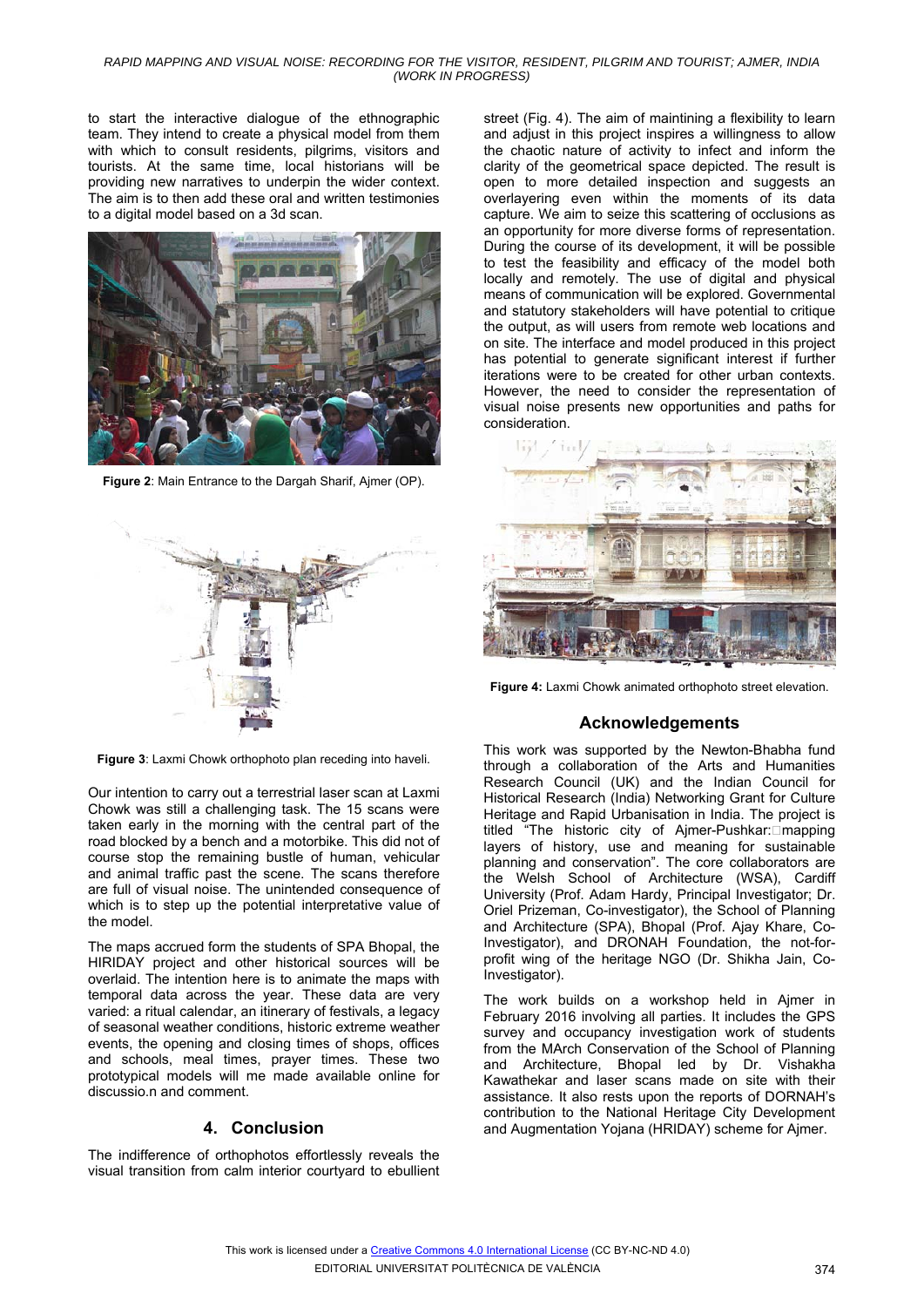to start the interactive dialogue of the ethnographic team. They intend to create a physical model from them with which to consult residents, pilgrims, visitors and tourists. At the same time, local historians will be providing new narratives to underpin the wider context. The aim is to then add these oral and written testimonies to a digital model based on a 3d scan.

**Figure 2**: Main Entrance to the Dargah Sharif, Ajmer (OP).

**Figure 3**: Laxmi Chowk orthophoto plan receding into haveli.

Our intention to carry out a terrestrial laser scan at Laxmi Chowk was still a challenging task. The 15 scans were taken early in the morning with the central part of the road blocked by a bench and a motorbike. This did not of course stop the remaining bustle of human, vehicular and animal traffic past the scene. The scans therefore are full of visual noise. The unintended consequence of which is to step up the potential interpretative value of the model.

The maps accrued form the students of SPA Bhopal, the HIRIDAY project and other historical sources will be overlaid. The intention here is to animate the maps with temporal data across the year. These data are very varied: a ritual calendar, an itinerary of festivals, a legacy of seasonal weather conditions, historic extreme weather events, the opening and closing times of shops, offices and schools, meal times, prayer times. These two prototypical models will me made available online for discussio.n and comment.

## 4. Conclusion

The indifference of orthophotos effortlessly reveals the visual transition from calm interior courtyard to ebullient street (Fig. 4). The aim of maintaining a flexibility to learn and adjust in this project inspires a willingness to allow the chaotic nature of activity to infect and inform the clarity of the geometrical space depicted. The result is open to more detailed inspection and suggests an overlayering even within the moments of its data capture. We aim to seize this scattering of occlusions as an opportunity for more diverse forms of representation. During the course of its development, it will be possible to test the feasibility and efficacy of the model both locally and remotely. The use of digital and physical means of communication will be explored. Governmental and statutory stakeholders will have potential to critique the output, as will users from remote web locations and on site. The interface and model produced in this project has potential to generate significant interest if further iterations were to be created for other urban contexts. However, the need to consider the representation of visual noise presents new opportunities and paths for consideration.

**Figure 4:** Laxmi Chowk animated orthophoto street elevation.

## Acknowledgements

This work was supported by the Newton-Bhabha fund through a collaboration of the Arts and Humanities Research Council (UK) and the Indian Council for Historical Research (India) Networking Grant for Culture Heritage and Rapid Urbanisation in India. The project is titled "The historic city of Ajmer-Pushkar: mapping layers of history, use and meaning for sustainable planning and conservation". The core collaborators are the Welsh School of Architecture (WSA), Cardiff University (Prof. Adam Hardy, Principal Investigator; Dr. Oriel Prizeman, Co-investigator), the School of Planning and Architecture (SPA), Bhopal (Prof. Ajay Khare, Co-Investigator), and DRONAH Foundation, the not-for-profit wing of the heritage NGO (Dr. Shikha Jain, Co-Investigator).

The work builds on a workshop held in Ajmer in February 2016 involving all parties. It includes the GPS survey and occupancy investigation work of students from the MArch Conservation of the School of Planning and Architecture, Bhopal led by Dr. Vishakha Kawathekar and laser scans made on site with their assistance. It also rests upon the reports of DORNAH's contribution to the National Heritage City Development and Augmentation Yojana (HRIDAY) scheme for Ajmer.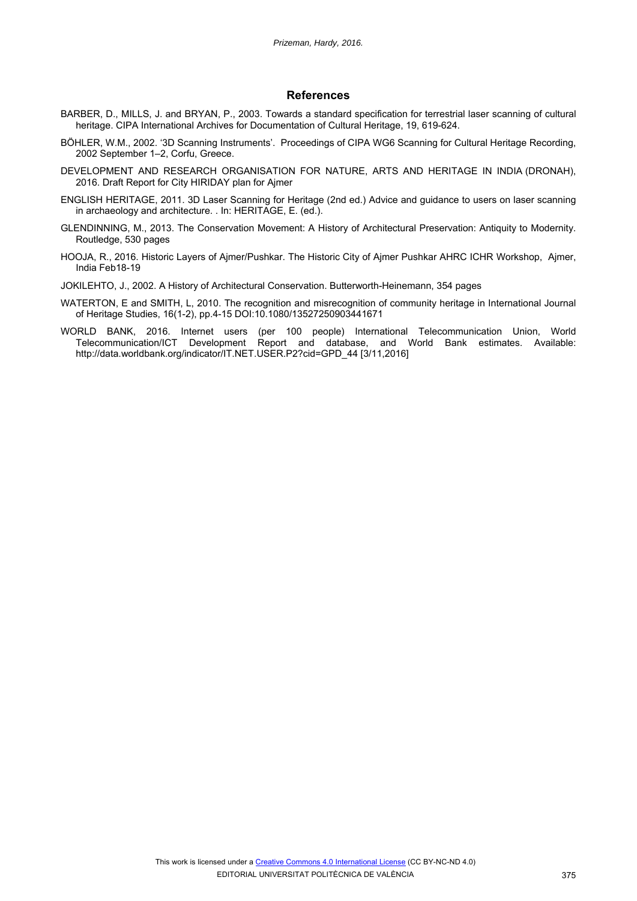## References

BARBER, D., MILLS, J. and BRYAN, P., 2003. Towards a standard specification for terrestrial laser scanning of cultural heritage. CIPA International Archives for Documentation of Cultural Heritage, 19, 619-624.

BÖHLER, W.M., 2002. '3D Scanning Instruments'. Proceedings of CIPA WG6 Scanning for Cultural Heritage Recording, 2002 September 1–2, Corfu, Greece.

DEVELOPMENT AND RESEARCH ORGANISATION FOR NATURE, ARTS AND HERITAGE IN INDIA (DRONAH), 2016. Draft Report for City HIRIDAY plan for Ajmer

ENGLISH HERITAGE, 2011. 3D Laser Scanning for Heritage (2nd ed.) Advice and guidance to users on laser scanning in archaeology and architecture. . In: HERITAGE, E. (ed.).

GLENDINNING, M., 2013. The Conservation Movement: A History of Architectural Preservation: Antiquity to Modernity. Routledge, 530 pages

HOOJA, R., 2016. Historic Layers of Ajmer/Pushkar. The Historic City of Ajmer Pushkar AHRC ICHR Workshop, Ajmer, India Feb18-19

JOKILEHTO, J., 2002. A History of Architectural Conservation. Butterworth-Heinemann, 354 pages

WATERTON, E and SMITH, L, 2010. The recognition and misrecognition of community heritage in International Journal of Heritage Studies, 16(1-2), pp.4-15 DOI:10.1080/13527250903441671

WORLD BANK, 2016. Internet users (per 100 people) International Telecommunication Union, World Telecommunication/ICT Development Report and database, and World Bank estimates. Available: http://data.worldbank.org/indicator/IT.NET.USER.P2?cid=GPD_44 [3/11,2016]

This work is licensed under a Creative Commons 4.0 International License (CC BY-NC-ND 4.0)
EDITORIAL UNIVERSITAT POLITÈCNICA DE VALÈNCIA